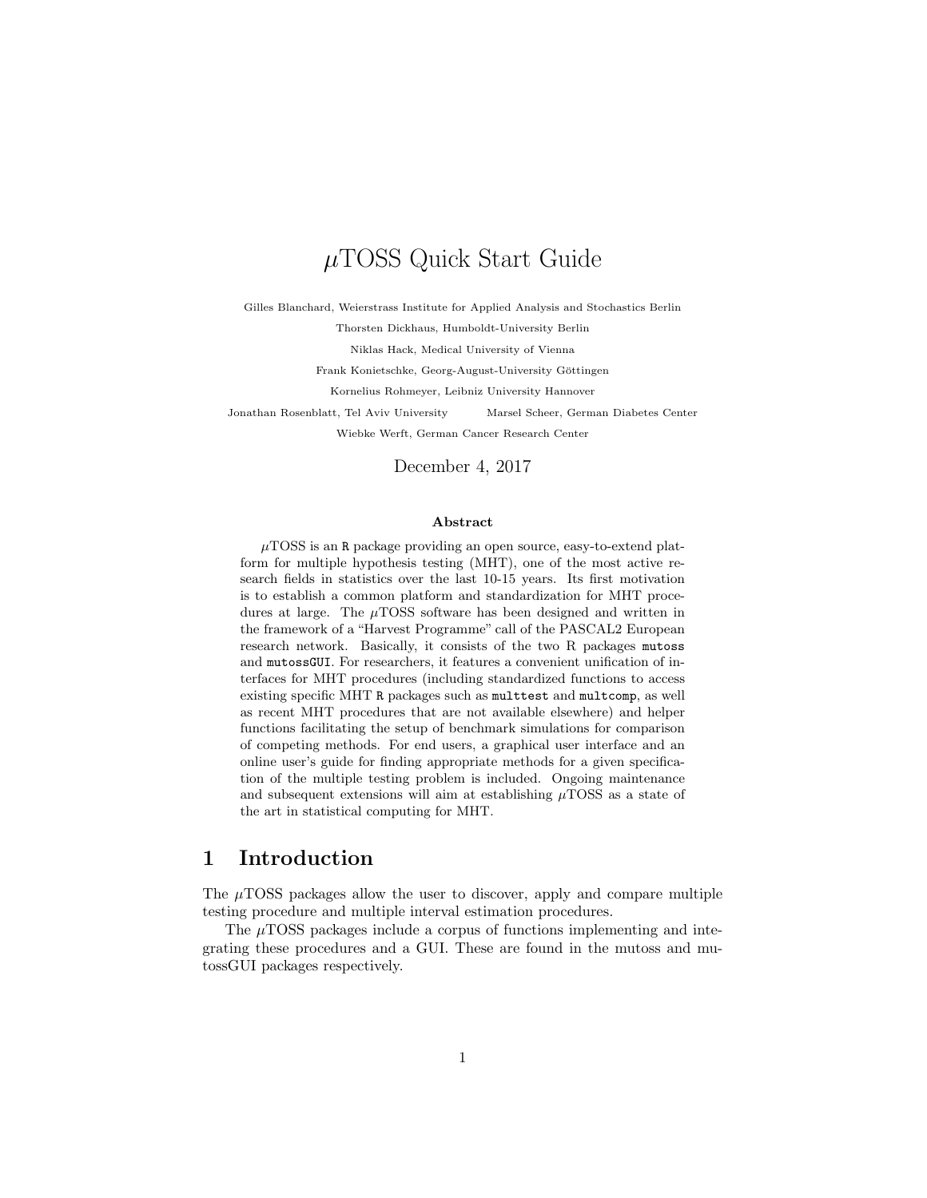# $\mu$TOSS Quick Start Guide

Gilles Blanchard, Weierstrass Institute for Applied Analysis and Stochastics Berlin

Thorsten Dickhaus, Humboldt-University Berlin

Niklas Hack, Medical University of Vienna

Frank Konietschke, Georg-August-University Göttingen

Kornelius Rohmeyer, Leibniz University Hannover

Jonathan Rosenblatt, Tel Aviv University    Marsel Scheer, German Diabetes Center

Wiebke Werft, German Cancer Research Center

December 4, 2017

### Abstract

$\mu$TOSS is an `R` package providing an open source, easy-to-extend platform for multiple hypothesis testing (MHT), one of the most active research fields in statistics over the last 10-15 years. Its first motivation is to establish a common platform and standardization for MHT procedures at large. The $\mu$TOSS software has been designed and written in the framework of a "Harvest Programme" call of the PASCAL2 European research network. Basically, it consists of the two R packages `mutoss` and `mutossGUI`. For researchers, it features a convenient unification of interfaces for MHT procedures (including standardized functions to access existing specific MHT `R` packages such as `multtest` and `multcomp`, as well as recent MHT procedures that are not available elsewhere) and helper functions facilitating the setup of benchmark simulations for comparison of competing methods. For end users, a graphical user interface and an online user's guide for finding appropriate methods for a given specification of the multiple testing problem is included. Ongoing maintenance and subsequent extensions will aim at establishing $\mu$TOSS as a state of the art in statistical computing for MHT.

## 1 Introduction

The $\mu$TOSS packages allow the user to discover, apply and compare multiple testing procedure and multiple interval estimation procedures.

The $\mu$TOSS packages include a corpus of functions implementing and integrating these procedures and a GUI. These are found in the mutoss and mutossGUI packages respectively.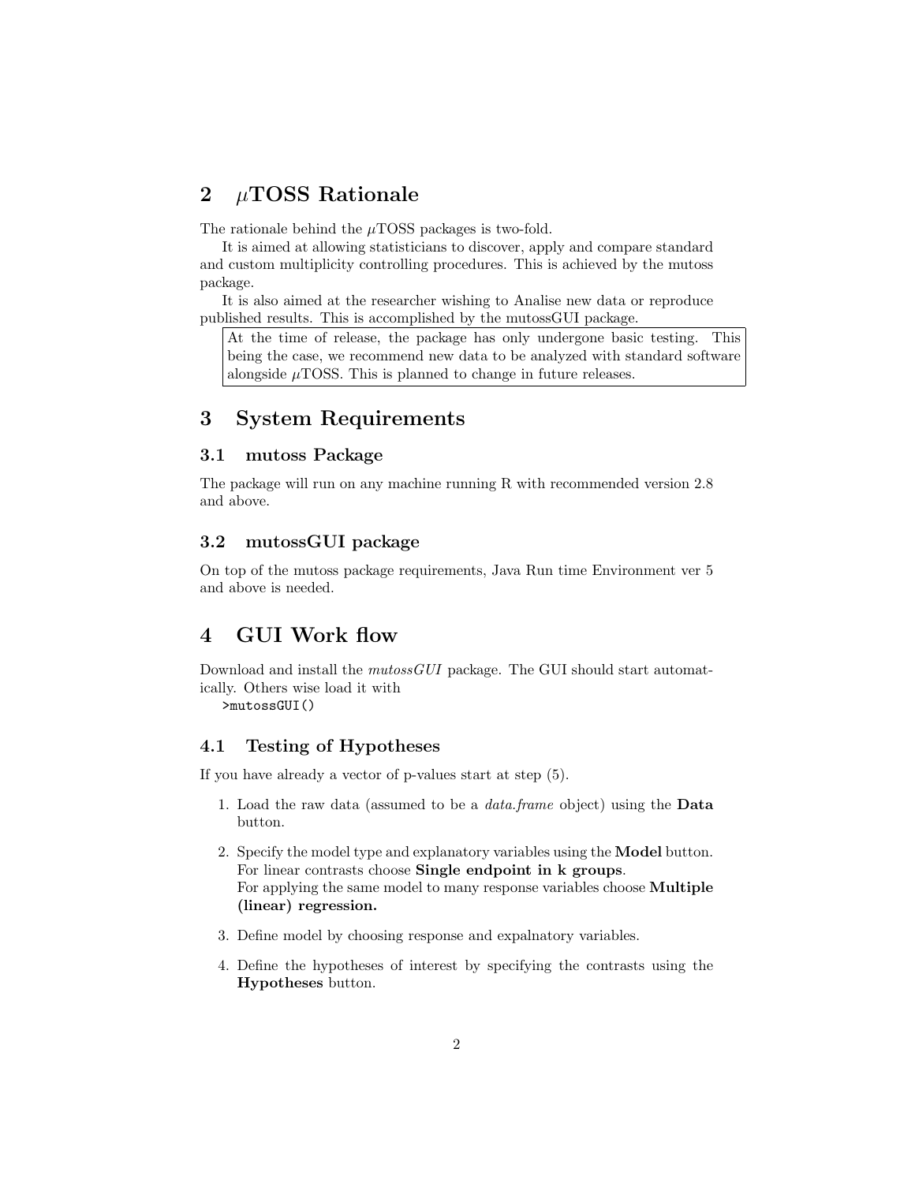## 2 $\mu$TOSS Rationale

The rationale behind the $\mu$TOSS packages is two-fold.

It is aimed at allowing statisticians to discover, apply and compare standard and custom multiplicity controlling procedures. This is achieved by the mutoss package.

It is also aimed at the researcher wishing to Analise new data or reproduce published results. This is accomplished by the mutossGUI package.

> At the time of release, the package has only undergone basic testing. This being the case, we recommend new data to be analyzed with standard software alongside $\mu$TOSS. This is planned to change in future releases.

## 3 System Requirements

### 3.1 mutoss Package

The package will run on any machine running R with recommended version 2.8 and above.

### 3.2 mutossGUI package

On top of the mutoss package requirements, Java Run time Environment ver 5 and above is needed.

## 4 GUI Work flow

Download and install the *mutossGUI* package. The GUI should start automatically. Others wise load it with

```
>mutossGUI()
```

### 4.1 Testing of Hypotheses

If you have already a vector of p-values start at step (5).

1. Load the raw data (assumed to be a *data.frame* object) using the **Data** button.
2. Specify the model type and explanatory variables using the **Model** button. For linear contrasts choose **Single endpoint in k groups**. For applying the same model to many response variables choose **Multiple (linear) regression.**
3. Define model by choosing response and expalnatory variables.
4. Define the hypotheses of interest by specifying the contrasts using the **Hypotheses** button.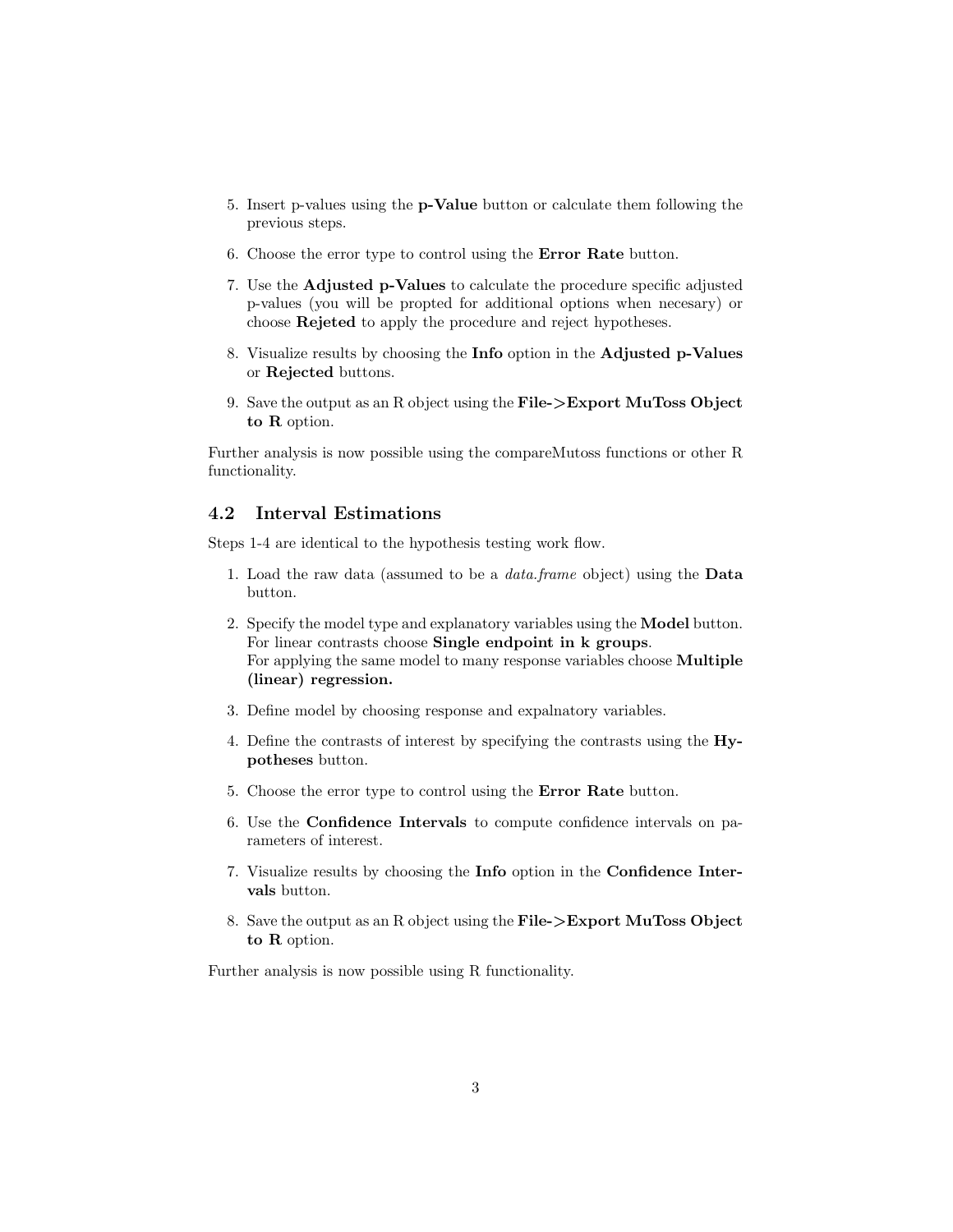5. Insert p-values using the **p-Value** button or calculate them following the previous steps.

6. Choose the error type to control using the **Error Rate** button.

7. Use the **Adjusted p-Values** to calculate the procedure specific adjusted p-values (you will be propted for additional options when necesary) or choose **Rejeted** to apply the procedure and reject hypotheses.

8. Visualize results by choosing the **Info** option in the **Adjusted p-Values** or **Rejected** buttons.

9. Save the output as an R object using the **File->Export MuToss Object to R** option.

Further analysis is now possible using the compareMutoss functions or other R functionality.

## 4.2 Interval Estimations

Steps 1-4 are identical to the hypothesis testing work flow.

1. Load the raw data (assumed to be a *data.frame* object) using the **Data** button.

2. Specify the model type and explanatory variables using the **Model** button. For linear contrasts choose **Single endpoint in k groups**.
   For applying the same model to many response variables choose **Multiple (linear) regression.**

3. Define model by choosing response and expalnatory variables.

4. Define the contrasts of interest by specifying the contrasts using the **Hypotheses** button.

5. Choose the error type to control using the **Error Rate** button.

6. Use the **Confidence Intervals** to compute confidence intervals on parameters of interest.

7. Visualize results by choosing the **Info** option in the **Confidence Intervals** button.

8. Save the output as an R object using the **File->Export MuToss Object to R** option.

Further analysis is now possible using R functionality.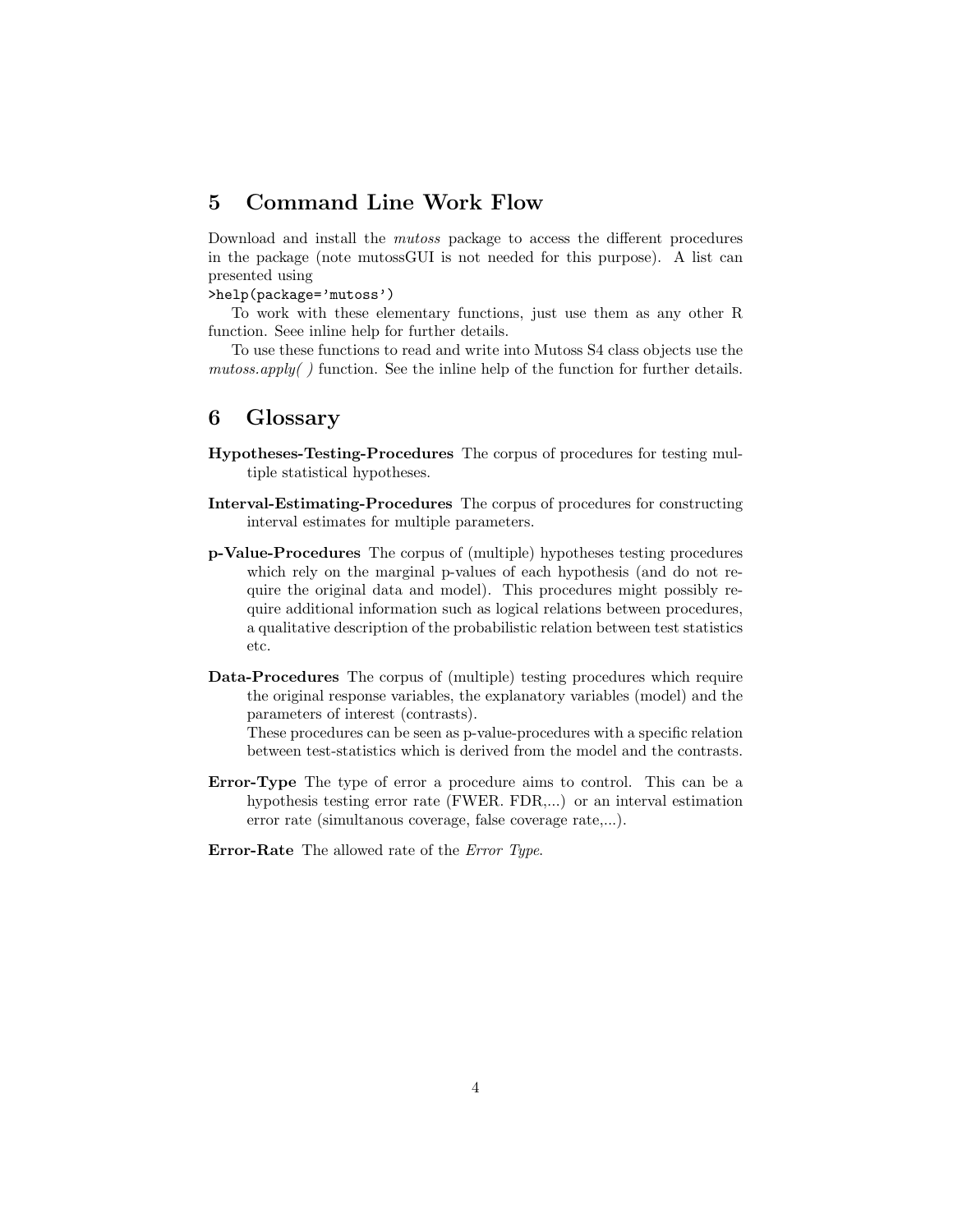## 5 Command Line Work Flow

Download and install the *mutoss* package to access the different procedures in the package (note mutossGUI is not needed for this purpose). A list can presented using

```
>help(package='mutoss')
```

To work with these elementary functions, just use them as any other R function. Seee inline help for further details.

To use these functions to read and write into Mutoss S4 class objects use the *mutoss.apply( )* function. See the inline help of the function for further details.

## 6 Glossary

**Hypotheses-Testing-Procedures** The corpus of procedures for testing multiple statistical hypotheses.

**Interval-Estimating-Procedures** The corpus of procedures for constructing interval estimates for multiple parameters.

**p-Value-Procedures** The corpus of (multiple) hypotheses testing procedures which rely on the marginal p-values of each hypothesis (and do not require the original data and model). This procedures might possibly require additional information such as logical relations between procedures, a qualitative description of the probabilistic relation between test statistics etc.

**Data-Procedures** The corpus of (multiple) testing procedures which require the original response variables, the explanatory variables (model) and the parameters of interest (contrasts).
These procedures can be seen as p-value-procedures with a specific relation between test-statistics which is derived from the model and the contrasts.

**Error-Type** The type of error a procedure aims to control. This can be a hypothesis testing error rate (FWER. FDR,...) or an interval estimation error rate (simultanous coverage, false coverage rate,...).

**Error-Rate** The allowed rate of the *Error Type*.